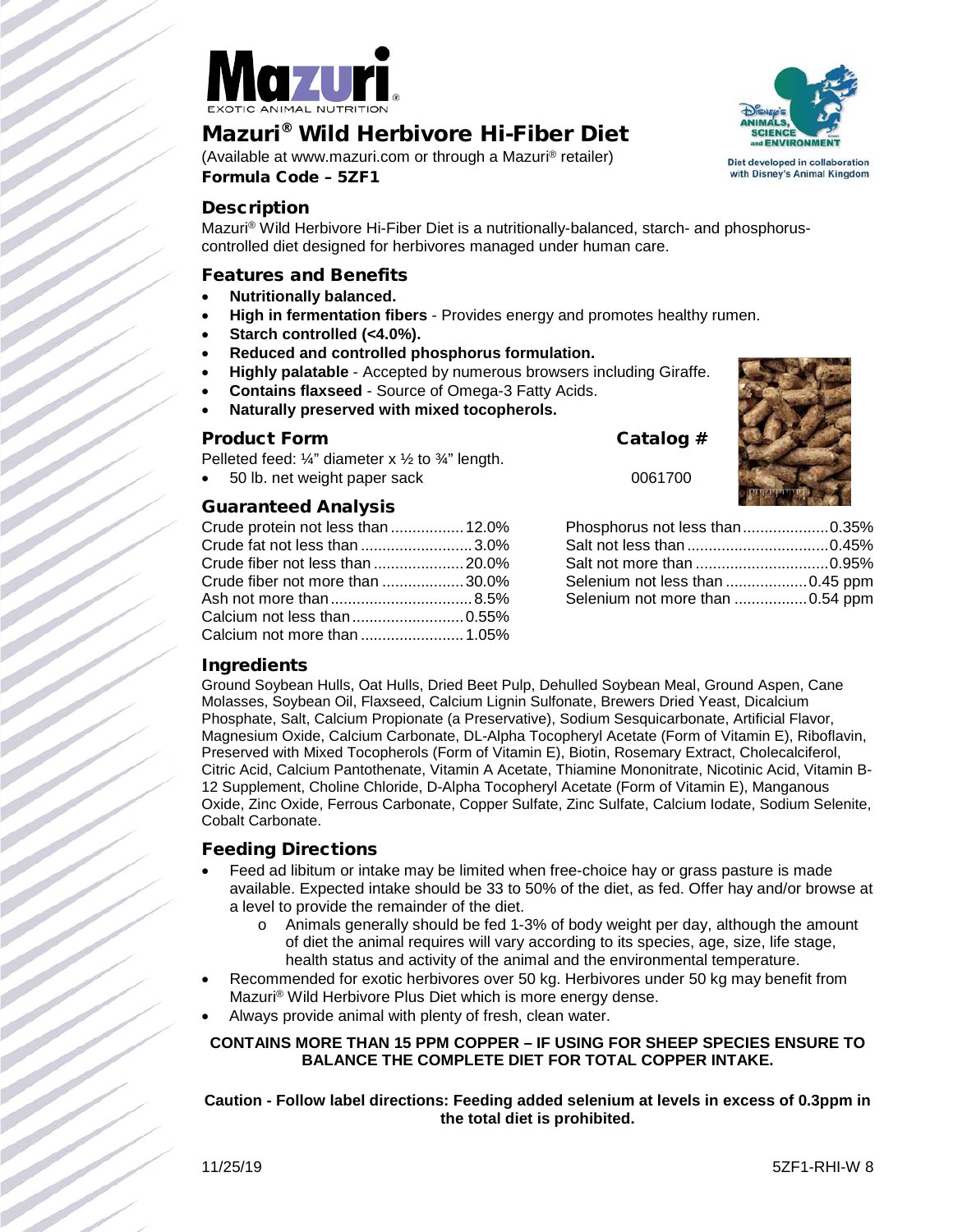# Mazuri® Wild Herbivore Hi-Fiber Diet

(Available at www.mazuri.com or through a Mazuri® retailer)

**Formula Code – 5ZF1**

Diet developed in collaboration with Disney's Animal Kingdom

## Description

Mazuri® Wild Herbivore Hi-Fiber Diet is a nutritionally-balanced, starch- and phosphorus-controlled diet designed for herbivores managed under human care.

## Features and Benefits

- **Nutritionally balanced.**
- **High in fermentation fibers** - Provides energy and promotes healthy rumen.
- **Starch controlled (<4.0%).**
- **Reduced and controlled phosphorus formulation.**
- **Highly palatable** - Accepted by numerous browsers including Giraffe.
- **Contains flaxseed** - Source of Omega-3 Fatty Acids.
- **Naturally preserved with mixed tocopherols.**

## Product Form

Pelleted feed: ¼" diameter x ½ to ¾" length.

| Product Form | Catalog # |
|---|---|
| 50 lb. net weight paper sack | 0061700 |

## Guaranteed Analysis

| Nutrient | Value |
|---|---|
| Crude protein not less than | 12.0% |
| Crude fat not less than | 3.0% |
| Crude fiber not less than | 20.0% |
| Crude fiber not more than | 30.0% |
| Ash not more than | 8.5% |
| Calcium not less than | 0.55% |
| Calcium not more than | 1.05% |
| Phosphorus not less than | 0.35% |
| Salt not less than | 0.45% |
| Salt not more than | 0.95% |
| Selenium not less than | 0.45 ppm |
| Selenium not more than | 0.54 ppm |

## Ingredients

Ground Soybean Hulls, Oat Hulls, Dried Beet Pulp, Dehulled Soybean Meal, Ground Aspen, Cane Molasses, Soybean Oil, Flaxseed, Calcium Lignin Sulfonate, Brewers Dried Yeast, Dicalcium Phosphate, Salt, Calcium Propionate (a Preservative), Sodium Sesquicarbonate, Artificial Flavor, Magnesium Oxide, Calcium Carbonate, DL-Alpha Tocopheryl Acetate (Form of Vitamin E), Riboflavin, Preserved with Mixed Tocopherols (Form of Vitamin E), Biotin, Rosemary Extract, Cholecalciferol, Citric Acid, Calcium Pantothenate, Vitamin A Acetate, Thiamine Mononitrate, Nicotinic Acid, Vitamin B-12 Supplement, Choline Chloride, D-Alpha Tocopheryl Acetate (Form of Vitamin E), Manganous Oxide, Zinc Oxide, Ferrous Carbonate, Copper Sulfate, Zinc Sulfate, Calcium Iodate, Sodium Selenite, Cobalt Carbonate.

## Feeding Directions

- Feed ad libitum or intake may be limited when free-choice hay or grass pasture is made available. Expected intake should be 33 to 50% of the diet, as fed. Offer hay and/or browse at a level to provide the remainder of the diet.
  - Animals generally should be fed 1-3% of body weight per day, although the amount of diet the animal requires will vary according to its species, age, size, life stage, health status and activity of the animal and the environmental temperature.
- Recommended for exotic herbivores over 50 kg. Herbivores under 50 kg may benefit from Mazuri® Wild Herbivore Plus Diet which is more energy dense.
- Always provide animal with plenty of fresh, clean water.

**CONTAINS MORE THAN 15 PPM COPPER – IF USING FOR SHEEP SPECIES ENSURE TO BALANCE THE COMPLETE DIET FOR TOTAL COPPER INTAKE.**

**Caution - Follow label directions: Feeding added selenium at levels in excess of 0.3ppm in the total diet is prohibited.**

11/25/19 5ZF1-RHI-W 8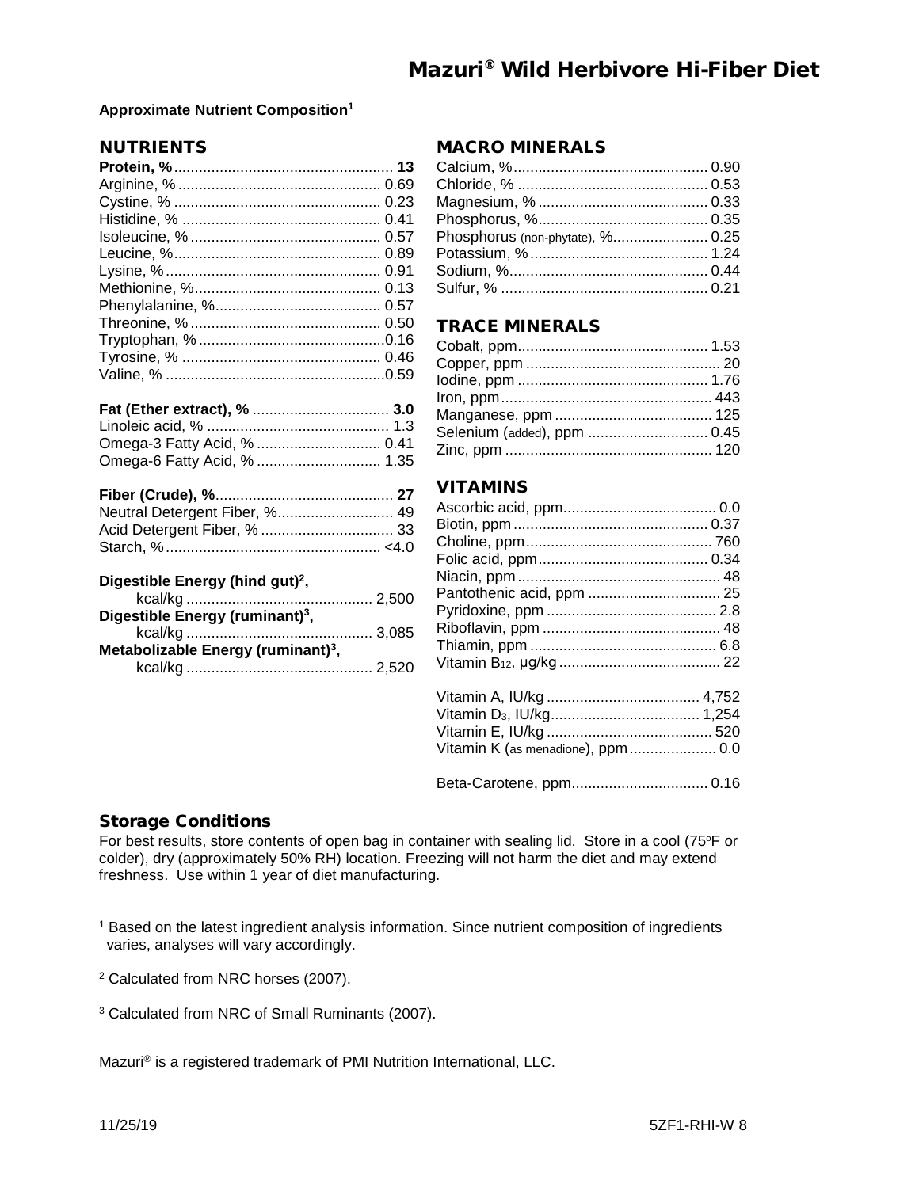# Mazuri® Wild Herbivore Hi-Fiber Diet

**Approximate Nutrient Composition[1]**

## NUTRIENTS

| | |
|---|---|
| **Protein, %** | **13** |
| Arginine, % | 0.69 |
| Cystine, % | 0.23 |
| Histidine, % | 0.41 |
| Isoleucine, % | 0.57 |
| Leucine, % | 0.89 |
| Lysine, % | 0.91 |
| Methionine, % | 0.13 |
| Phenylalanine, % | 0.57 |
| Threonine, % | 0.50 |
| Tryptophan, % | 0.16 |
| Tyrosine, % | 0.46 |
| Valine, % | 0.59 |

| | |
|---|---|
| **Fat (Ether extract), %** | **3.0** |
| Linoleic acid, % | 1.3 |
| Omega-3 Fatty Acid, % | 0.41 |
| Omega-6 Fatty Acid, % | 1.35 |

| | |
|---|---|
| **Fiber (Crude), %** | **27** |
| Neutral Detergent Fiber, % | 49 |
| Acid Detergent Fiber, % | 33 |
| Starch, % | <4.0 |

| | |
|---|---|
| **Digestible Energy (hind gut)[2], kcal/kg** | 2,500 |
| **Digestible Energy (ruminant)[3], kcal/kg** | 3,085 |
| **Metabolizable Energy (ruminant)[3], kcal/kg** | 2,520 |

## MACRO MINERALS

| | |
|---|---|
| Calcium, % | 0.90 |
| Chloride, % | 0.53 |
| Magnesium, % | 0.33 |
| Phosphorus, % | 0.35 |
| Phosphorus (non-phytate), % | 0.25 |
| Potassium, % | 1.24 |
| Sodium, % | 0.44 |
| Sulfur, % | 0.21 |

## TRACE MINERALS

| | |
|---|---|
| Cobalt, ppm | 1.53 |
| Copper, ppm | 20 |
| Iodine, ppm | 1.76 |
| Iron, ppm | 443 |
| Manganese, ppm | 125 |
| Selenium (added), ppm | 0.45 |
| Zinc, ppm | 120 |

## VITAMINS

| | |
|---|---|
| Ascorbic acid, ppm | 0.0 |
| Biotin, ppm | 0.37 |
| Choline, ppm | 760 |
| Folic acid, ppm | 0.34 |
| Niacin, ppm | 48 |
| Pantothenic acid, ppm | 25 |
| Pyridoxine, ppm | 2.8 |
| Riboflavin, ppm | 48 |
| Thiamin, ppm | 6.8 |
| Vitamin $B_{12}$, µg/kg | 22 |

| | |
|---|---|
| Vitamin A, IU/kg | 4,752 |
| Vitamin $D_3$, IU/kg | 1,254 |
| Vitamin E, IU/kg | 520 |
| Vitamin K (as menadione), ppm | 0.0 |

| | |
|---|---|
| Beta-Carotene, ppm | 0.16 |

## Storage Conditions

For best results, store contents of open bag in container with sealing lid. Store in a cool (75°F or colder), dry (approximately 50% RH) location. Freezing will not harm the diet and may extend freshness. Use within 1 year of diet manufacturing.

[1] Based on the latest ingredient analysis information. Since nutrient composition of ingredients varies, analyses will vary accordingly.

[2] Calculated from NRC horses (2007).

[3] Calculated from NRC of Small Ruminants (2007).

Mazuri® is a registered trademark of PMI Nutrition International, LLC.

11/25/19 5ZF1-RHI-W 8